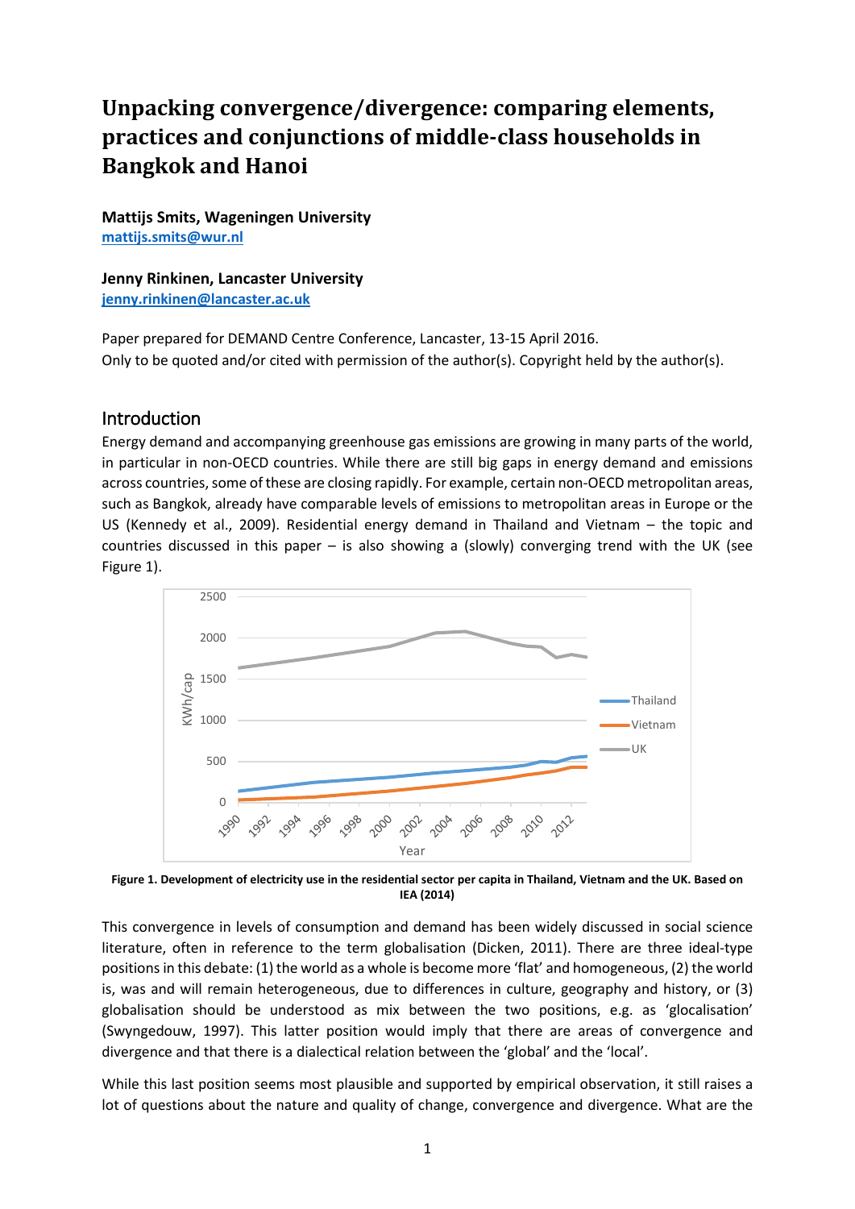# Unpacking convergence/divergence: comparing elements, practices and conjunctions of middle-class households in Bangkok and Hanoi

**Mattijs Smits, Wageningen University**
**mattijs.smits@wur.nl**

**Jenny Rinkinen, Lancaster University**
**jenny.rinkinen@lancaster.ac.uk**

Paper prepared for DEMAND Centre Conference, Lancaster, 13-15 April 2016.
Only to be quoted and/or cited with permission of the author(s). Copyright held by the author(s).

## Introduction

Energy demand and accompanying greenhouse gas emissions are growing in many parts of the world, in particular in non-OECD countries. While there are still big gaps in energy demand and emissions across countries, some of these are closing rapidly. For example, certain non-OECD metropolitan areas, such as Bangkok, already have comparable levels of emissions to metropolitan areas in Europe or the US (Kennedy et al., 2009). Residential energy demand in Thailand and Vietnam – the topic and countries discussed in this paper – is also showing a (slowly) converging trend with the UK (see Figure 1).

**Figure 1. Development of electricity use in the residential sector per capita in Thailand, Vietnam and the UK. Based on IEA (2014)**

This convergence in levels of consumption and demand has been widely discussed in social science literature, often in reference to the term globalisation (Dicken, 2011). There are three ideal-type positions in this debate: (1) the world as a whole is become more 'flat' and homogeneous, (2) the world is, was and will remain heterogeneous, due to differences in culture, geography and history, or (3) globalisation should be understood as mix between the two positions, e.g. as 'glocalisation' (Swyngedouw, 1997). This latter position would imply that there are areas of convergence and divergence and that there is a dialectical relation between the 'global' and the 'local'.

While this last position seems most plausible and supported by empirical observation, it still raises a lot of questions about the nature and quality of change, convergence and divergence. What are the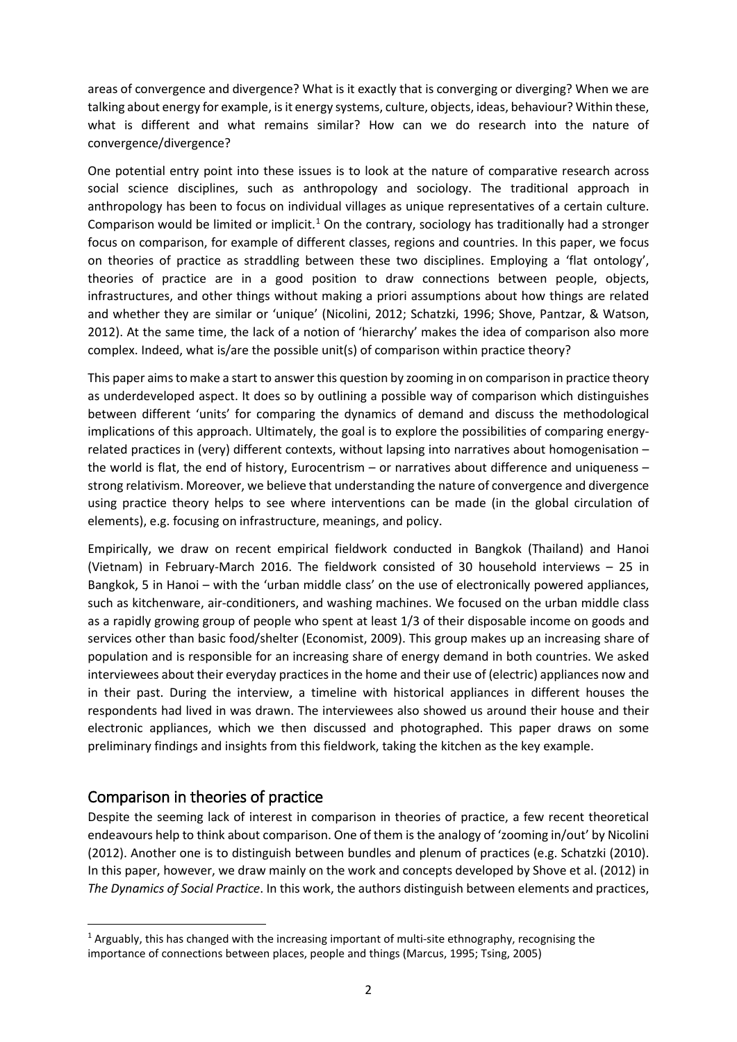areas of convergence and divergence? What is it exactly that is converging or diverging? When we are talking about energy for example, is it energy systems, culture, objects, ideas, behaviour? Within these, what is different and what remains similar? How can we do research into the nature of convergence/divergence?

One potential entry point into these issues is to look at the nature of comparative research across social science disciplines, such as anthropology and sociology. The traditional approach in anthropology has been to focus on individual villages as unique representatives of a certain culture. Comparison would be limited or implicit.[1] On the contrary, sociology has traditionally had a stronger focus on comparison, for example of different classes, regions and countries. In this paper, we focus on theories of practice as straddling between these two disciplines. Employing a 'flat ontology', theories of practice are in a good position to draw connections between people, objects, infrastructures, and other things without making a priori assumptions about how things are related and whether they are similar or 'unique' (Nicolini, 2012; Schatzki, 1996; Shove, Pantzar, & Watson, 2012). At the same time, the lack of a notion of 'hierarchy' makes the idea of comparison also more complex. Indeed, what is/are the possible unit(s) of comparison within practice theory?

This paper aims to make a start to answer this question by zooming in on comparison in practice theory as underdeveloped aspect. It does so by outlining a possible way of comparison which distinguishes between different 'units' for comparing the dynamics of demand and discuss the methodological implications of this approach. Ultimately, the goal is to explore the possibilities of comparing energy-related practices in (very) different contexts, without lapsing into narratives about homogenisation – the world is flat, the end of history, Eurocentrism – or narratives about difference and uniqueness – strong relativism. Moreover, we believe that understanding the nature of convergence and divergence using practice theory helps to see where interventions can be made (in the global circulation of elements), e.g. focusing on infrastructure, meanings, and policy.

Empirically, we draw on recent empirical fieldwork conducted in Bangkok (Thailand) and Hanoi (Vietnam) in February-March 2016. The fieldwork consisted of 30 household interviews – 25 in Bangkok, 5 in Hanoi – with the 'urban middle class' on the use of electronically powered appliances, such as kitchenware, air-conditioners, and washing machines. We focused on the urban middle class as a rapidly growing group of people who spent at least 1/3 of their disposable income on goods and services other than basic food/shelter (Economist, 2009). This group makes up an increasing share of population and is responsible for an increasing share of energy demand in both countries. We asked interviewees about their everyday practices in the home and their use of (electric) appliances now and in their past. During the interview, a timeline with historical appliances in different houses the respondents had lived in was drawn. The interviewees also showed us around their house and their electronic appliances, which we then discussed and photographed. This paper draws on some preliminary findings and insights from this fieldwork, taking the kitchen as the key example.

## Comparison in theories of practice

Despite the seeming lack of interest in comparison in theories of practice, a few recent theoretical endeavours help to think about comparison. One of them is the analogy of 'zooming in/out' by Nicolini (2012). Another one is to distinguish between bundles and plenum of practices (e.g. Schatzki (2010). In this paper, however, we draw mainly on the work and concepts developed by Shove et al. (2012) in *The Dynamics of Social Practice*. In this work, the authors distinguish between elements and practices,

[1] Arguably, this has changed with the increasing important of multi-site ethnography, recognising the importance of connections between places, people and things (Marcus, 1995; Tsing, 2005)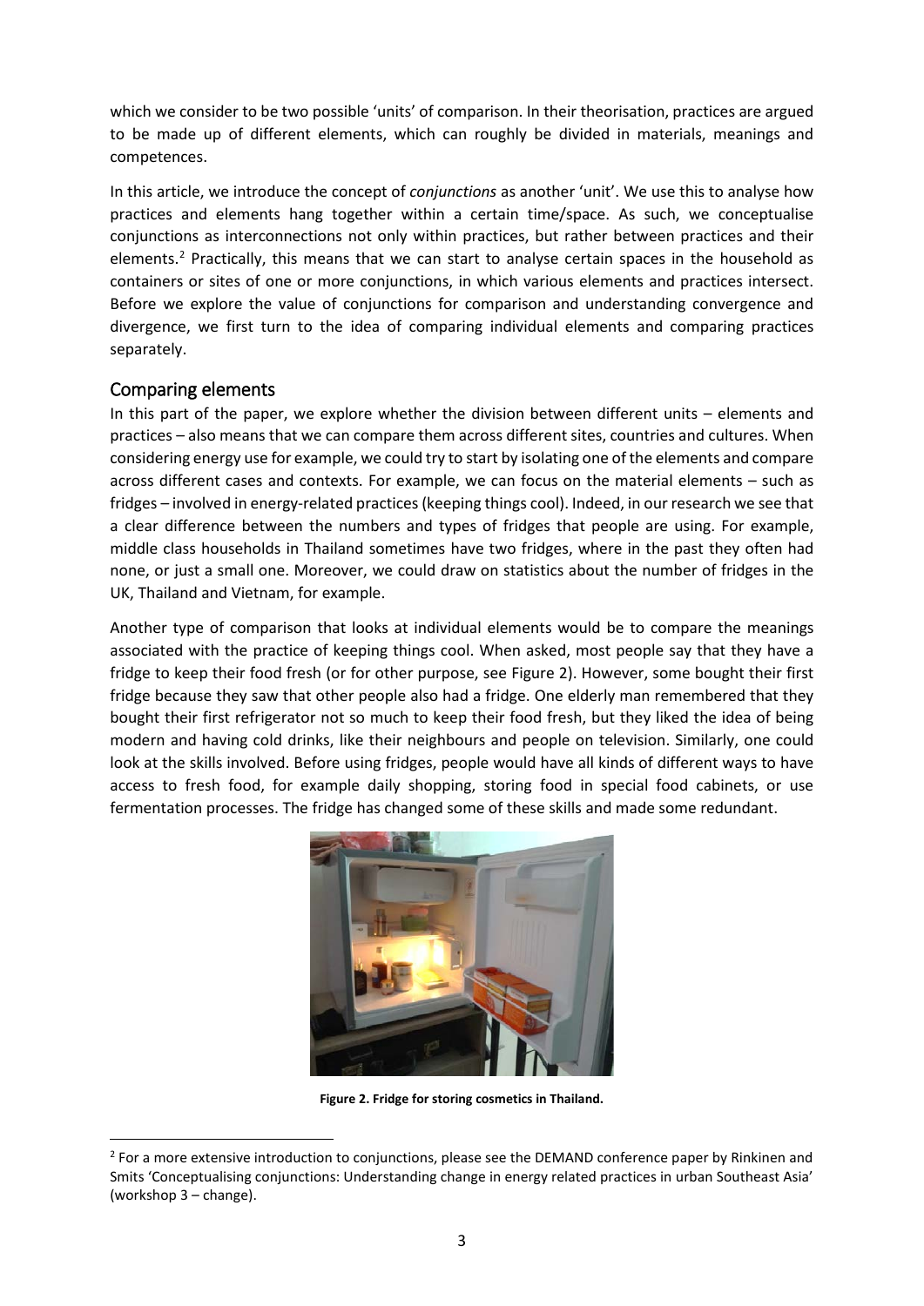which we consider to be two possible 'units' of comparison. In their theorisation, practices are argued to be made up of different elements, which can roughly be divided in materials, meanings and competences.

In this article, we introduce the concept of *conjunctions* as another 'unit'. We use this to analyse how practices and elements hang together within a certain time/space. As such, we conceptualise conjunctions as interconnections not only within practices, but rather between practices and their elements.[2] Practically, this means that we can start to analyse certain spaces in the household as containers or sites of one or more conjunctions, in which various elements and practices intersect. Before we explore the value of conjunctions for comparison and understanding convergence and divergence, we first turn to the idea of comparing individual elements and comparing practices separately.

## Comparing elements

In this part of the paper, we explore whether the division between different units – elements and practices – also means that we can compare them across different sites, countries and cultures. When considering energy use for example, we could try to start by isolating one of the elements and compare across different cases and contexts. For example, we can focus on the material elements – such as fridges – involved in energy-related practices (keeping things cool). Indeed, in our research we see that a clear difference between the numbers and types of fridges that people are using. For example, middle class households in Thailand sometimes have two fridges, where in the past they often had none, or just a small one. Moreover, we could draw on statistics about the number of fridges in the UK, Thailand and Vietnam, for example.

Another type of comparison that looks at individual elements would be to compare the meanings associated with the practice of keeping things cool. When asked, most people say that they have a fridge to keep their food fresh (or for other purpose, see Figure 2). However, some bought their first fridge because they saw that other people also had a fridge. One elderly man remembered that they bought their first refrigerator not so much to keep their food fresh, but they liked the idea of being modern and having cold drinks, like their neighbours and people on television. Similarly, one could look at the skills involved. Before using fridges, people would have all kinds of different ways to have access to fresh food, for example daily shopping, storing food in special food cabinets, or use fermentation processes. The fridge has changed some of these skills and made some redundant.

**Figure 2. Fridge for storing cosmetics in Thailand.**

[2] For a more extensive introduction to conjunctions, please see the DEMAND conference paper by Rinkinen and Smits 'Conceptualising conjunctions: Understanding change in energy related practices in urban Southeast Asia' (workshop 3 – change).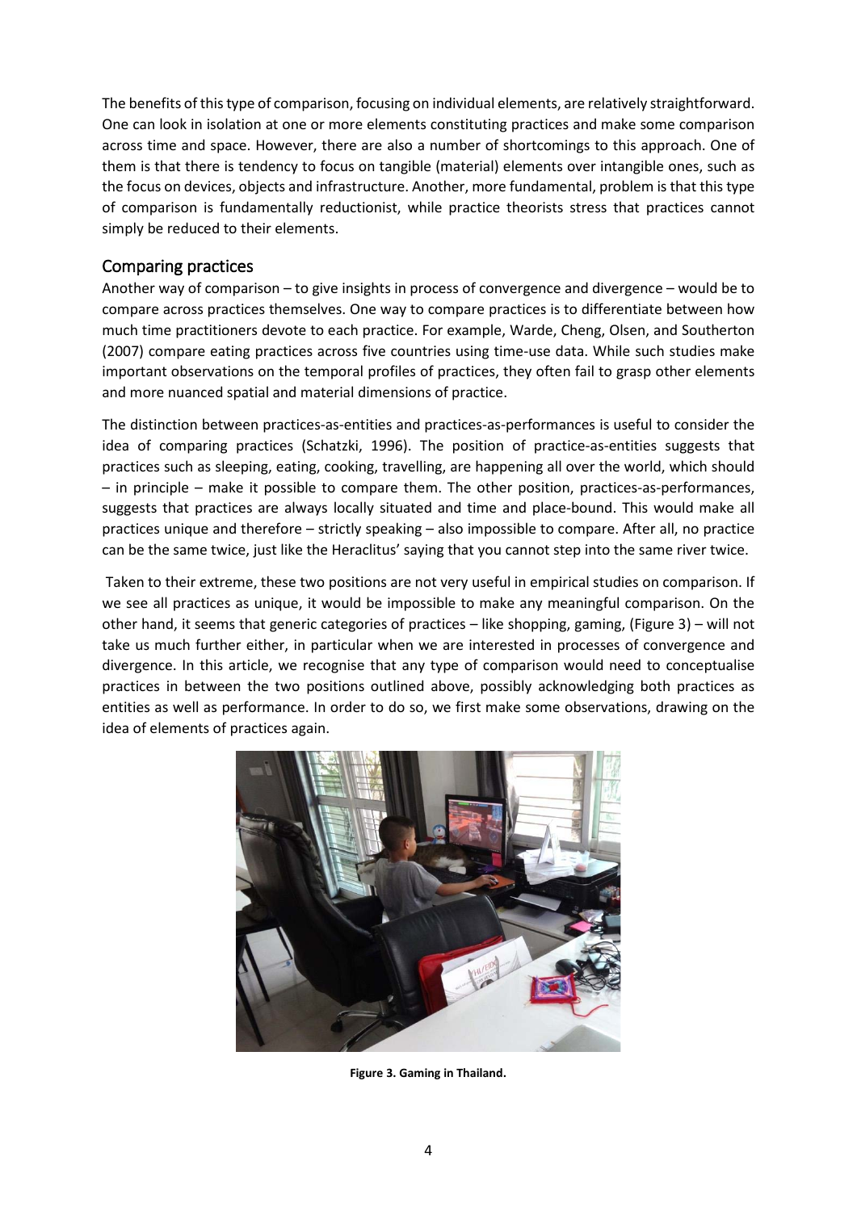The benefits of this type of comparison, focusing on individual elements, are relatively straightforward. One can look in isolation at one or more elements constituting practices and make some comparison across time and space. However, there are also a number of shortcomings to this approach. One of them is that there is tendency to focus on tangible (material) elements over intangible ones, such as the focus on devices, objects and infrastructure. Another, more fundamental, problem is that this type of comparison is fundamentally reductionist, while practice theorists stress that practices cannot simply be reduced to their elements.

## Comparing practices

Another way of comparison – to give insights in process of convergence and divergence – would be to compare across practices themselves. One way to compare practices is to differentiate between how much time practitioners devote to each practice. For example, Warde, Cheng, Olsen, and Southerton (2007) compare eating practices across five countries using time-use data. While such studies make important observations on the temporal profiles of practices, they often fail to grasp other elements and more nuanced spatial and material dimensions of practice.

The distinction between practices-as-entities and practices-as-performances is useful to consider the idea of comparing practices (Schatzki, 1996). The position of practice-as-entities suggests that practices such as sleeping, eating, cooking, travelling, are happening all over the world, which should – in principle – make it possible to compare them. The other position, practices-as-performances, suggests that practices are always locally situated and time and place-bound. This would make all practices unique and therefore – strictly speaking – also impossible to compare. After all, no practice can be the same twice, just like the Heraclitus' saying that you cannot step into the same river twice.

Taken to their extreme, these two positions are not very useful in empirical studies on comparison. If we see all practices as unique, it would be impossible to make any meaningful comparison. On the other hand, it seems that generic categories of practices – like shopping, gaming, (Figure 3) – will not take us much further either, in particular when we are interested in processes of convergence and divergence. In this article, we recognise that any type of comparison would need to conceptualise practices in between the two positions outlined above, possibly acknowledging both practices as entities as well as performance. In order to do so, we first make some observations, drawing on the idea of elements of practices again.

**Figure 3. Gaming in Thailand.**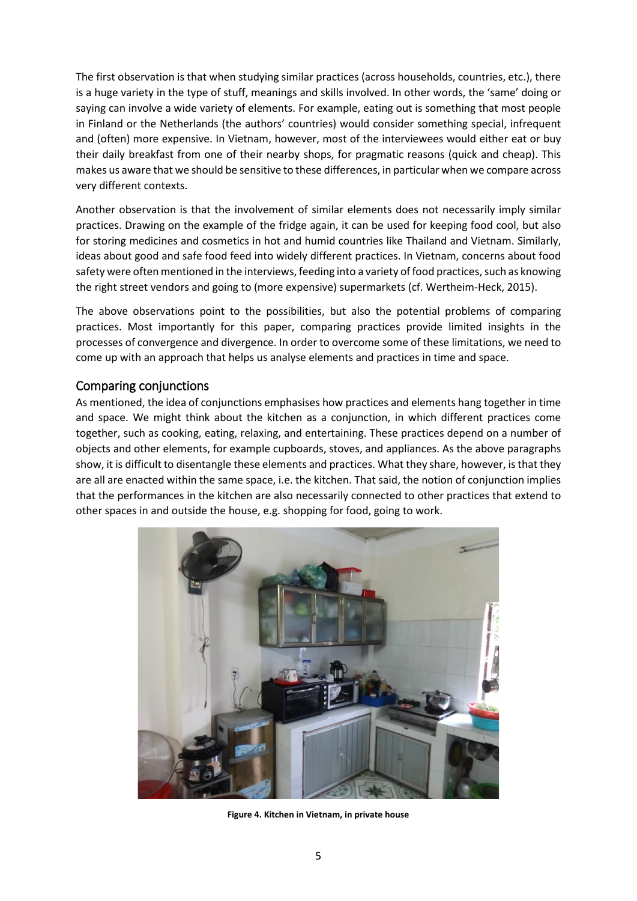The first observation is that when studying similar practices (across households, countries, etc.), there is a huge variety in the type of stuff, meanings and skills involved. In other words, the 'same' doing or saying can involve a wide variety of elements. For example, eating out is something that most people in Finland or the Netherlands (the authors' countries) would consider something special, infrequent and (often) more expensive. In Vietnam, however, most of the interviewees would either eat or buy their daily breakfast from one of their nearby shops, for pragmatic reasons (quick and cheap). This makes us aware that we should be sensitive to these differences, in particular when we compare across very different contexts.

Another observation is that the involvement of similar elements does not necessarily imply similar practices. Drawing on the example of the fridge again, it can be used for keeping food cool, but also for storing medicines and cosmetics in hot and humid countries like Thailand and Vietnam. Similarly, ideas about good and safe food feed into widely different practices. In Vietnam, concerns about food safety were often mentioned in the interviews, feeding into a variety of food practices, such as knowing the right street vendors and going to (more expensive) supermarkets (cf. Wertheim-Heck, 2015).

The above observations point to the possibilities, but also the potential problems of comparing practices. Most importantly for this paper, comparing practices provide limited insights in the processes of convergence and divergence. In order to overcome some of these limitations, we need to come up with an approach that helps us analyse elements and practices in time and space.

## Comparing conjunctions

As mentioned, the idea of conjunctions emphasises how practices and elements hang together in time and space. We might think about the kitchen as a conjunction, in which different practices come together, such as cooking, eating, relaxing, and entertaining. These practices depend on a number of objects and other elements, for example cupboards, stoves, and appliances. As the above paragraphs show, it is difficult to disentangle these elements and practices. What they share, however, is that they are all are enacted within the same space, i.e. the kitchen. That said, the notion of conjunction implies that the performances in the kitchen are also necessarily connected to other practices that extend to other spaces in and outside the house, e.g. shopping for food, going to work.

**Figure 4. Kitchen in Vietnam, in private house**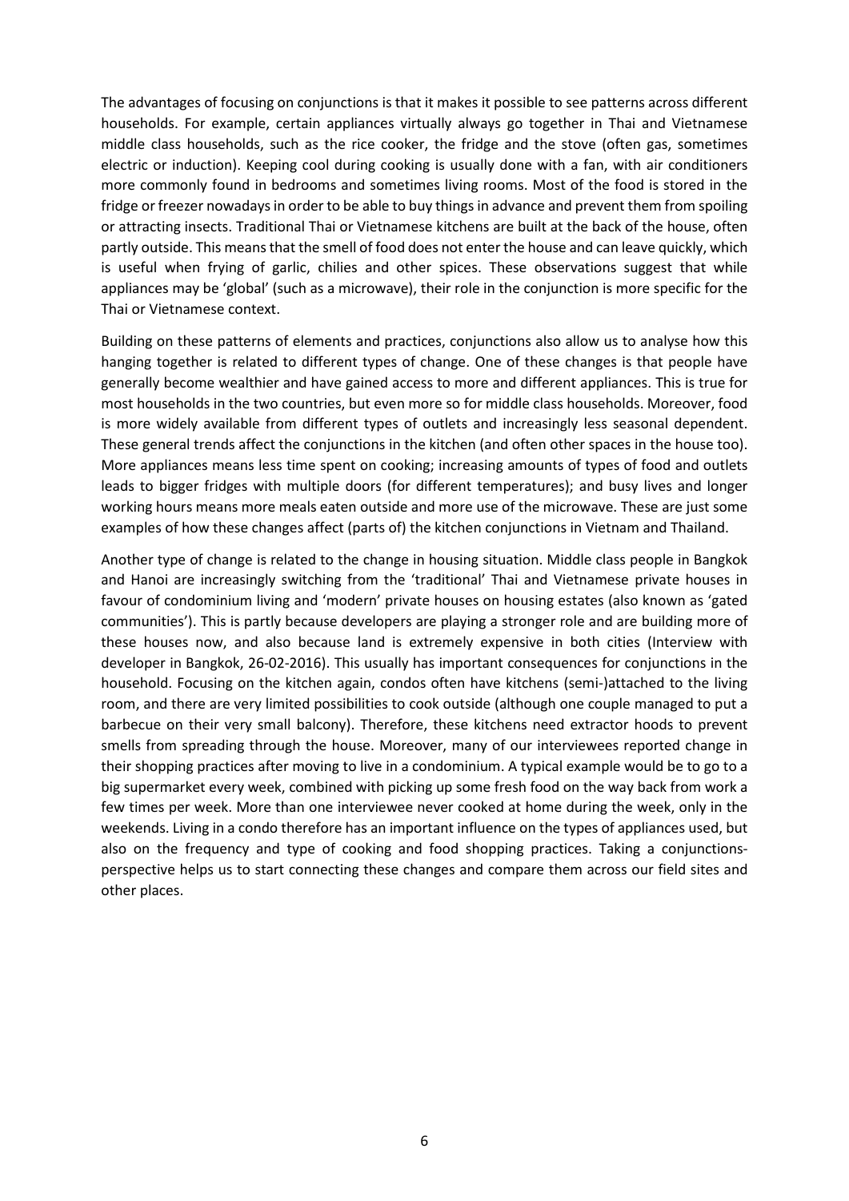The advantages of focusing on conjunctions is that it makes it possible to see patterns across different households. For example, certain appliances virtually always go together in Thai and Vietnamese middle class households, such as the rice cooker, the fridge and the stove (often gas, sometimes electric or induction). Keeping cool during cooking is usually done with a fan, with air conditioners more commonly found in bedrooms and sometimes living rooms. Most of the food is stored in the fridge or freezer nowadays in order to be able to buy things in advance and prevent them from spoiling or attracting insects. Traditional Thai or Vietnamese kitchens are built at the back of the house, often partly outside. This means that the smell of food does not enter the house and can leave quickly, which is useful when frying of garlic, chilies and other spices. These observations suggest that while appliances may be 'global' (such as a microwave), their role in the conjunction is more specific for the Thai or Vietnamese context.

Building on these patterns of elements and practices, conjunctions also allow us to analyse how this hanging together is related to different types of change. One of these changes is that people have generally become wealthier and have gained access to more and different appliances. This is true for most households in the two countries, but even more so for middle class households. Moreover, food is more widely available from different types of outlets and increasingly less seasonal dependent. These general trends affect the conjunctions in the kitchen (and often other spaces in the house too). More appliances means less time spent on cooking; increasing amounts of types of food and outlets leads to bigger fridges with multiple doors (for different temperatures); and busy lives and longer working hours means more meals eaten outside and more use of the microwave. These are just some examples of how these changes affect (parts of) the kitchen conjunctions in Vietnam and Thailand.

Another type of change is related to the change in housing situation. Middle class people in Bangkok and Hanoi are increasingly switching from the 'traditional' Thai and Vietnamese private houses in favour of condominium living and 'modern' private houses on housing estates (also known as 'gated communities'). This is partly because developers are playing a stronger role and are building more of these houses now, and also because land is extremely expensive in both cities (Interview with developer in Bangkok, 26-02-2016). This usually has important consequences for conjunctions in the household. Focusing on the kitchen again, condos often have kitchens (semi-)attached to the living room, and there are very limited possibilities to cook outside (although one couple managed to put a barbecue on their very small balcony). Therefore, these kitchens need extractor hoods to prevent smells from spreading through the house. Moreover, many of our interviewees reported change in their shopping practices after moving to live in a condominium. A typical example would be to go to a big supermarket every week, combined with picking up some fresh food on the way back from work a few times per week. More than one interviewee never cooked at home during the week, only in the weekends. Living in a condo therefore has an important influence on the types of appliances used, but also on the frequency and type of cooking and food shopping practices. Taking a conjunctions-perspective helps us to start connecting these changes and compare them across our field sites and other places.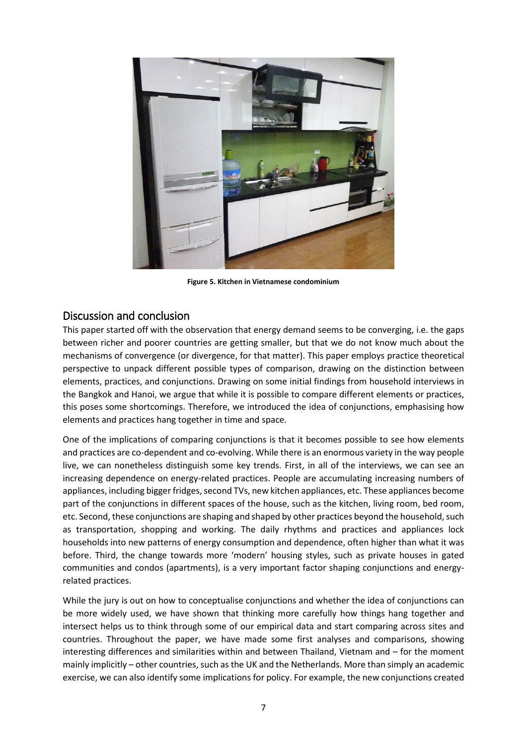Figure 5. Kitchen in Vietnamese condominium

## Discussion and conclusion

This paper started off with the observation that energy demand seems to be converging, i.e. the gaps between richer and poorer countries are getting smaller, but that we do not know much about the mechanisms of convergence (or divergence, for that matter). This paper employs practice theoretical perspective to unpack different possible types of comparison, drawing on the distinction between elements, practices, and conjunctions. Drawing on some initial findings from household interviews in the Bangkok and Hanoi, we argue that while it is possible to compare different elements or practices, this poses some shortcomings. Therefore, we introduced the idea of conjunctions, emphasising how elements and practices hang together in time and space.

One of the implications of comparing conjunctions is that it becomes possible to see how elements and practices are co-dependent and co-evolving. While there is an enormous variety in the way people live, we can nonetheless distinguish some key trends. First, in all of the interviews, we can see an increasing dependence on energy-related practices. People are accumulating increasing numbers of appliances, including bigger fridges, second TVs, new kitchen appliances, etc. These appliances become part of the conjunctions in different spaces of the house, such as the kitchen, living room, bed room, etc. Second, these conjunctions are shaping and shaped by other practices beyond the household, such as transportation, shopping and working. The daily rhythms and practices and appliances lock households into new patterns of energy consumption and dependence, often higher than what it was before. Third, the change towards more 'modern' housing styles, such as private houses in gated communities and condos (apartments), is a very important factor shaping conjunctions and energy-related practices.

While the jury is out on how to conceptualise conjunctions and whether the idea of conjunctions can be more widely used, we have shown that thinking more carefully how things hang together and intersect helps us to think through some of our empirical data and start comparing across sites and countries. Throughout the paper, we have made some first analyses and comparisons, showing interesting differences and similarities within and between Thailand, Vietnam and – for the moment mainly implicitly – other countries, such as the UK and the Netherlands. More than simply an academic exercise, we can also identify some implications for policy. For example, the new conjunctions created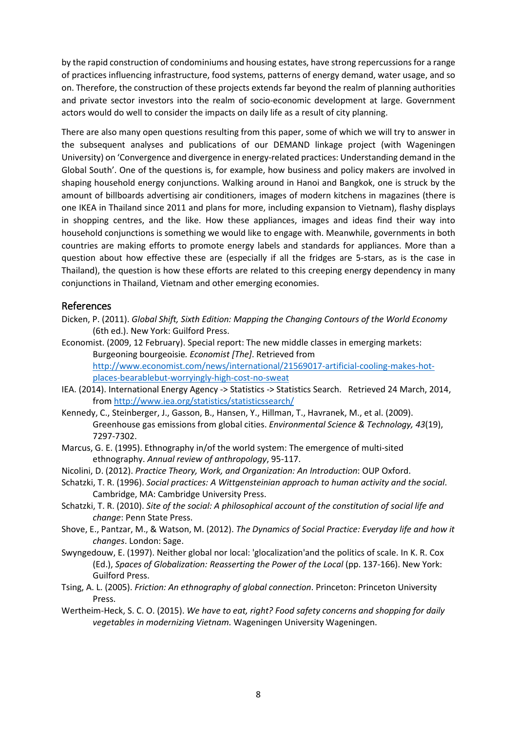by the rapid construction of condominiums and housing estates, have strong repercussions for a range of practices influencing infrastructure, food systems, patterns of energy demand, water usage, and so on. Therefore, the construction of these projects extends far beyond the realm of planning authorities and private sector investors into the realm of socio-economic development at large. Government actors would do well to consider the impacts on daily life as a result of city planning.

There are also many open questions resulting from this paper, some of which we will try to answer in the subsequent analyses and publications of our DEMAND linkage project (with Wageningen University) on 'Convergence and divergence in energy-related practices: Understanding demand in the Global South'. One of the questions is, for example, how business and policy makers are involved in shaping household energy conjunctions. Walking around in Hanoi and Bangkok, one is struck by the amount of billboards advertising air conditioners, images of modern kitchens in magazines (there is one IKEA in Thailand since 2011 and plans for more, including expansion to Vietnam), flashy displays in shopping centres, and the like. How these appliances, images and ideas find their way into household conjunctions is something we would like to engage with. Meanwhile, governments in both countries are making efforts to promote energy labels and standards for appliances. More than a question about how effective these are (especially if all the fridges are 5-stars, as is the case in Thailand), the question is how these efforts are related to this creeping energy dependency in many conjunctions in Thailand, Vietnam and other emerging economies.

## References

Dicken, P. (2011). *Global Shift, Sixth Edition: Mapping the Changing Contours of the World Economy* (6th ed.). New York: Guilford Press.

Economist. (2009, 12 February). Special report: The new middle classes in emerging markets: Burgeoning bourgeoisie. *Economist [The]*. Retrieved from http://www.economist.com/news/international/21569017-artificial-cooling-makes-hot-places-bearablebut-worryingly-high-cost-no-sweat

IEA. (2014). International Energy Agency -> Statistics -> Statistics Search. Retrieved 24 March, 2014, from http://www.iea.org/statistics/statisticssearch/

Kennedy, C., Steinberger, J., Gasson, B., Hansen, Y., Hillman, T., Havranek, M., et al. (2009). Greenhouse gas emissions from global cities. *Environmental Science & Technology, 43*(19), 7297-7302.

Marcus, G. E. (1995). Ethnography in/of the world system: The emergence of multi-sited ethnography. *Annual review of anthropology*, 95-117.

Nicolini, D. (2012). *Practice Theory, Work, and Organization: An Introduction*: OUP Oxford.

Schatzki, T. R. (1996). *Social practices: A Wittgensteinian approach to human activity and the social*. Cambridge, MA: Cambridge University Press.

Schatzki, T. R. (2010). *Site of the social: A philosophical account of the constitution of social life and change*: Penn State Press.

Shove, E., Pantzar, M., & Watson, M. (2012). *The Dynamics of Social Practice: Everyday life and how it changes*. London: Sage.

Swyngedouw, E. (1997). Neither global nor local: 'glocalization'and the politics of scale. In K. R. Cox (Ed.), *Spaces of Globalization: Reasserting the Power of the Local* (pp. 137-166). New York: Guilford Press.

Tsing, A. L. (2005). *Friction: An ethnography of global connection*. Princeton: Princeton University Press.

Wertheim-Heck, S. C. O. (2015). *We have to eat, right? Food safety concerns and shopping for daily vegetables in modernizing Vietnam.* Wageningen University Wageningen.